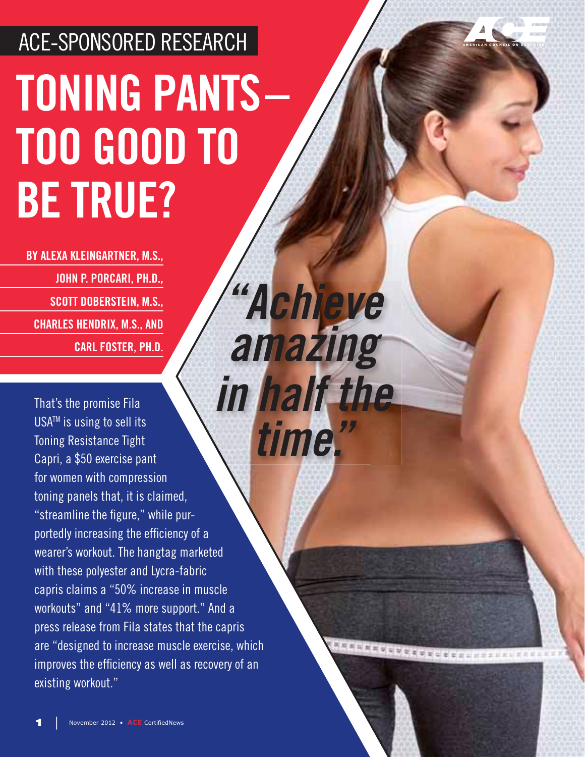ACE-SPONSORED RESEARCH

# TONING PANTS—TOO GOOD TO BE TRUE?

**BY ALEXA KLEINGARTNER, M.S., JOHN P. PORCARI, PH.D., SCOTT DOBERSTEIN, M.S., CHARLES HENDRIX, M.S., AND CARL FOSTER, PH.D.**

***"Achieve amazing in half the time."***

That's the promise Fila USA™ is using to sell its Toning Resistance Tight Capri, a $50 exercise pant for women with compression toning panels that, it is claimed, "streamline the figure," while purportedly increasing the efficiency of a wearer's workout. The hangtag marketed with these polyester and Lycra-fabric capris claims a "50% increase in muscle workouts" and "41% more support." And a press release from Fila states that the capris are "designed to increase muscle exercise, which improves the efficiency as well as recovery of an existing workout."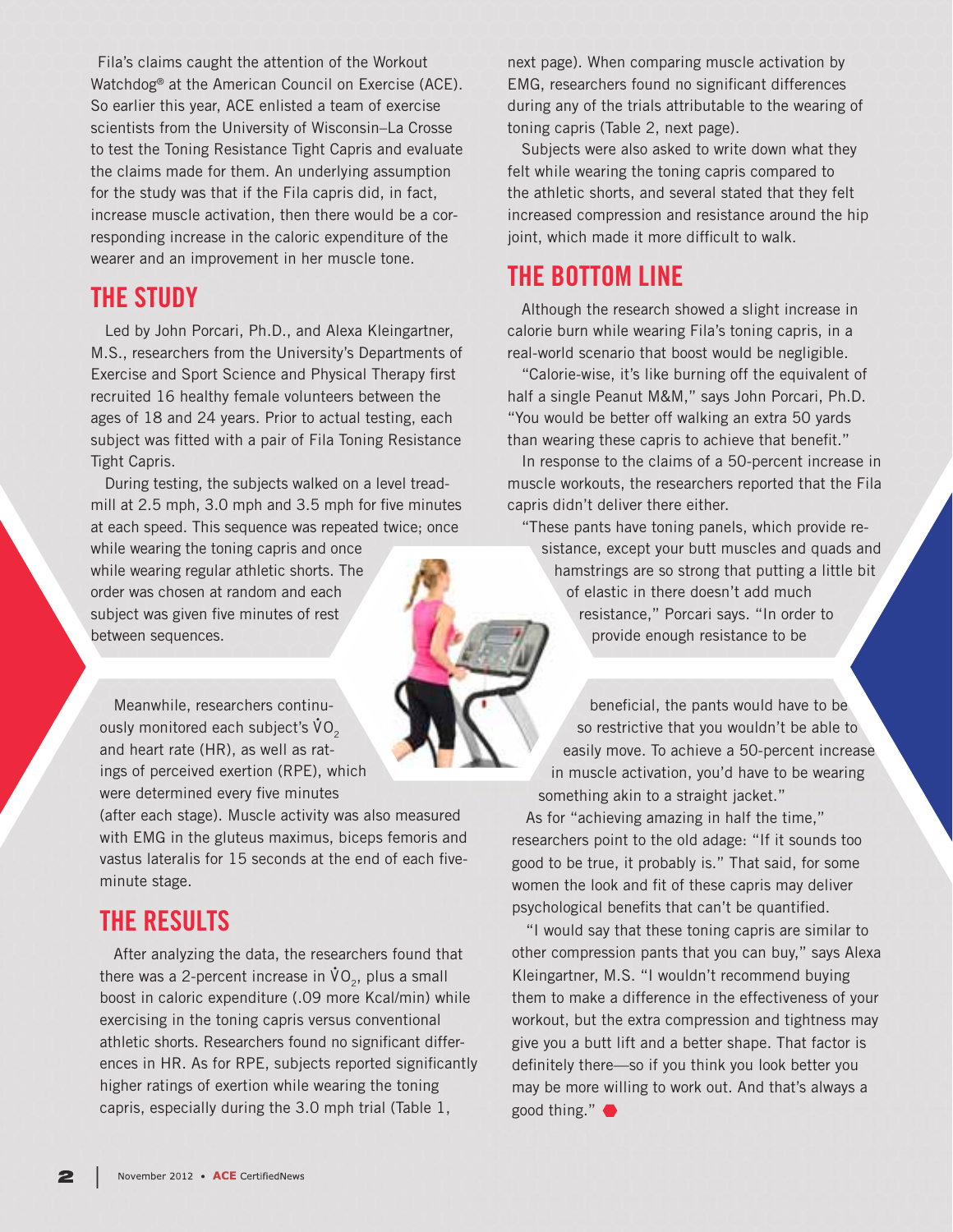Fila's claims caught the attention of the Workout Watchdog® at the American Council on Exercise (ACE). So earlier this year, ACE enlisted a team of exercise scientists from the University of Wisconsin–La Crosse to test the Toning Resistance Tight Capris and evaluate the claims made for them. An underlying assumption for the study was that if the Fila capris did, in fact, increase muscle activation, then there would be a corresponding increase in the caloric expenditure of the wearer and an improvement in her muscle tone.

## THE STUDY

Led by John Porcari, Ph.D., and Alexa Kleingartner, M.S., researchers from the University's Departments of Exercise and Sport Science and Physical Therapy first recruited 16 healthy female volunteers between the ages of 18 and 24 years. Prior to actual testing, each subject was fitted with a pair of Fila Toning Resistance Tight Capris.

During testing, the subjects walked on a level treadmill at 2.5 mph, 3.0 mph and 3.5 mph for five minutes at each speed. This sequence was repeated twice; once while wearing the toning capris and once while wearing regular athletic shorts. The order was chosen at random and each subject was given five minutes of rest between sequences.

Meanwhile, researchers continuously monitored each subject's $\dot{V}O_2$ and heart rate (HR), as well as ratings of perceived exertion (RPE), which were determined every five minutes (after each stage). Muscle activity was also measured with EMG in the gluteus maximus, biceps femoris and vastus lateralis for 15 seconds at the end of each five-minute stage.

## THE RESULTS

After analyzing the data, the researchers found that there was a 2-percent increase in $\dot{V}O_2$, plus a small boost in caloric expenditure (.09 more Kcal/min) while exercising in the toning capris versus conventional athletic shorts. Researchers found no significant differences in HR. As for RPE, subjects reported significantly higher ratings of exertion while wearing the toning capris, especially during the 3.0 mph trial (Table 1, next page). When comparing muscle activation by EMG, researchers found no significant differences during any of the trials attributable to the wearing of toning capris (Table 2, next page).

Subjects were also asked to write down what they felt while wearing the toning capris compared to the athletic shorts, and several stated that they felt increased compression and resistance around the hip joint, which made it more difficult to walk.

## THE BOTTOM LINE

Although the research showed a slight increase in calorie burn while wearing Fila's toning capris, in a real-world scenario that boost would be negligible.

"Calorie-wise, it's like burning off the equivalent of half a single Peanut M&M," says John Porcari, Ph.D. "You would be better off walking an extra 50 yards than wearing these capris to achieve that benefit."

In response to the claims of a 50-percent increase in muscle workouts, the researchers reported that the Fila capris didn't deliver there either.

"These pants have toning panels, which provide resistance, except your butt muscles and quads and hamstrings are so strong that putting a little bit of elastic in there doesn't add much resistance," Porcari says. "In order to provide enough resistance to be beneficial, the pants would have to be so restrictive that you wouldn't be able to easily move. To achieve a 50-percent increase in muscle activation, you'd have to be wearing something akin to a straight jacket."

As for "achieving amazing in half the time," researchers point to the old adage: "If it sounds too good to be true, it probably is." That said, for some women the look and fit of these capris may deliver psychological benefits that can't be quantified.

"I would say that these toning capris are similar to other compression pants that you can buy," says Alexa Kleingartner, M.S. "I wouldn't recommend buying them to make a difference in the effectiveness of your workout, but the extra compression and tightness may give you a butt lift and a better shape. That factor is definitely there—so if you think you look better you may be more willing to work out. And that's always a good thing."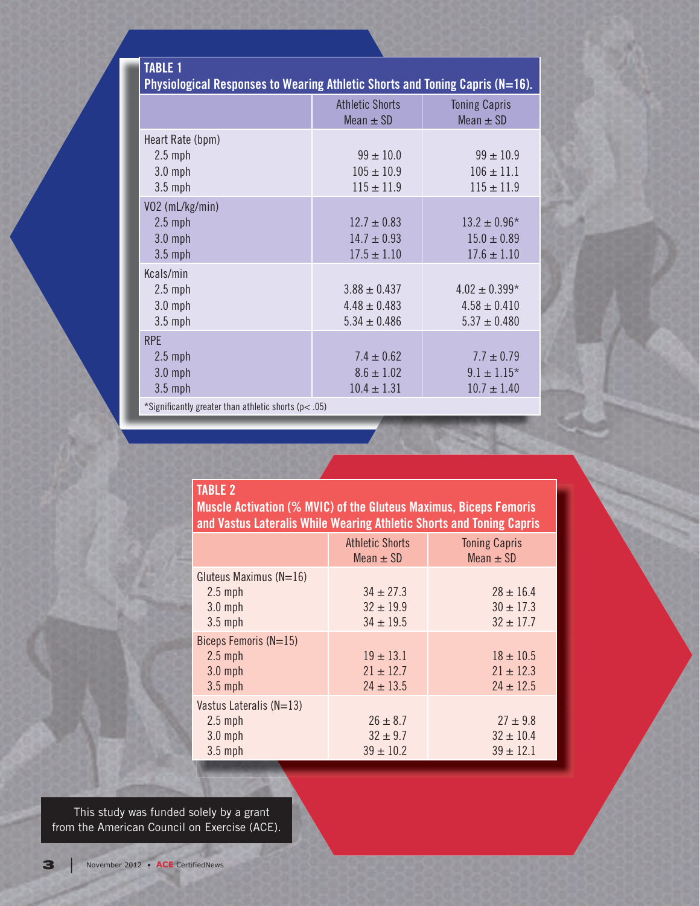**TABLE 1**
**Physiological Responses to Wearing Athletic Shorts and Toning Capris (N=16).**

| | Athletic Shorts Mean ± SD | Toning Capris Mean ± SD |
|---|---|---|
| Heart Rate (bpm) | | |
| 2.5 mph | 99 ± 10.0 | 99 ± 10.9 |
| 3.0 mph | 105 ± 10.9 | 106 ± 11.1 |
| 3.5 mph | 115 ± 11.9 | 115 ± 11.9 |
| VO2 (mL/kg/min) | | |
| 2.5 mph | 12.7 ± 0.83 | 13.2 ± 0.96* |
| 3.0 mph | 14.7 ± 0.93 | 15.0 ± 0.89 |
| 3.5 mph | 17.5 ± 1.10 | 17.6 ± 1.10 |
| Kcals/min | | |
| 2.5 mph | 3.88 ± 0.437 | 4.02 ± 0.399* |
| 3.0 mph | 4.48 ± 0.483 | 4.58 ± 0.410 |
| 3.5 mph | 5.34 ± 0.486 | 5.37 ± 0.480 |
| RPE | | |
| 2.5 mph | 7.4 ± 0.62 | 7.7 ± 0.79 |
| 3.0 mph | 8.6 ± 1.02 | 9.1 ± 1.15* |
| 3.5 mph | 10.4 ± 1.31 | 10.7 ± 1.40 |

*Significantly greater than athletic shorts ($p < .05$)

**TABLE 2**
**Muscle Activation (% MVIC) of the Gluteus Maximus, Biceps Femoris and Vastus Lateralis While Wearing Athletic Shorts and Toning Capris**

| | Athletic Shorts Mean ± SD | Toning Capris Mean ± SD |
|---|---|---|
| Gluteus Maximus (N=16) | | |
| 2.5 mph | 34 ± 27.3 | 28 ± 16.4 |
| 3.0 mph | 32 ± 19.9 | 30 ± 17.3 |
| 3.5 mph | 34 ± 19.5 | 32 ± 17.7 |
| Biceps Femoris (N=15) | | |
| 2.5 mph | 19 ± 13.1 | 18 ± 10.5 |
| 3.0 mph | 21 ± 12.7 | 21 ± 12.3 |
| 3.5 mph | 24 ± 13.5 | 24 ± 12.5 |
| Vastus Lateralis (N=13) | | |
| 2.5 mph | 26 ± 8.7 | 27 ± 9.8 |
| 3.0 mph | 32 ± 9.7 | 32 ± 10.4 |
| 3.5 mph | 39 ± 10.2 | 39 ± 12.1 |

This study was funded solely by a grant from the American Council on Exercise (ACE).